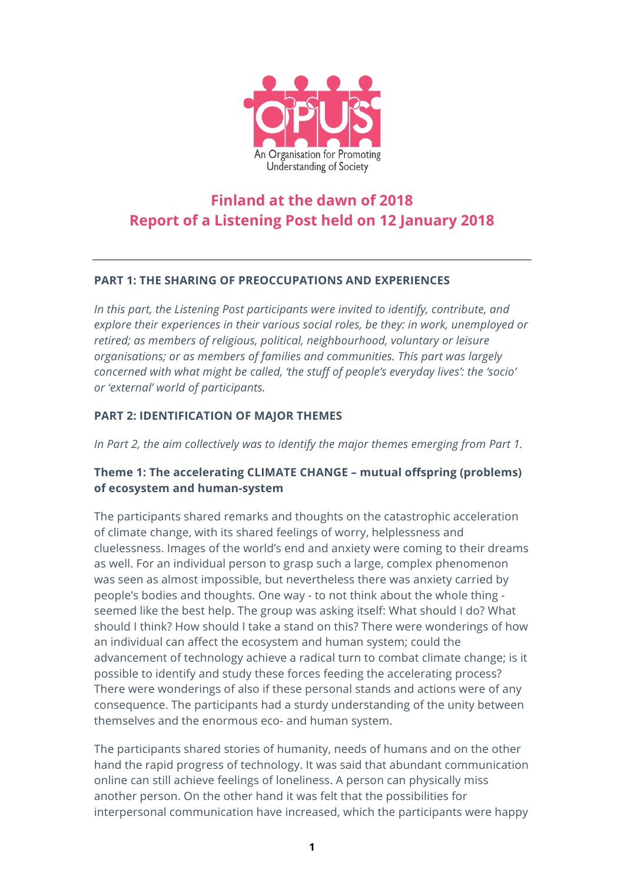OPUS

An Organisation for Promoting Understanding of Society

# Finland at the dawn of 2018
# Report of a Listening Post held on 12 January 2018

---

## PART 1: THE SHARING OF PREOCCUPATIONS AND EXPERIENCES

*In this part, the Listening Post participants were invited to identify, contribute, and explore their experiences in their various social roles, be they: in work, unemployed or retired; as members of religious, political, neighbourhood, voluntary or leisure organisations; or as members of families and communities. This part was largely concerned with what might be called, 'the stuff of people's everyday lives': the 'socio' or 'external' world of participants.*

## PART 2: IDENTIFICATION OF MAJOR THEMES

*In Part 2, the aim collectively was to identify the major themes emerging from Part 1.*

### Theme 1: The accelerating CLIMATE CHANGE – mutual offspring (problems) of ecosystem and human-system

The participants shared remarks and thoughts on the catastrophic acceleration of climate change, with its shared feelings of worry, helplessness and cluelessness. Images of the world's end and anxiety were coming to their dreams as well. For an individual person to grasp such a large, complex phenomenon was seen as almost impossible, but nevertheless there was anxiety carried by people's bodies and thoughts. One way - to not think about the whole thing - seemed like the best help. The group was asking itself: What should I do? What should I think? How should I take a stand on this? There were wonderings of how an individual can affect the ecosystem and human system; could the advancement of technology achieve a radical turn to combat climate change; is it possible to identify and study these forces feeding the accelerating process? There were wonderings of also if these personal stands and actions were of any consequence. The participants had a sturdy understanding of the unity between themselves and the enormous eco- and human system.

The participants shared stories of humanity, needs of humans and on the other hand the rapid progress of technology. It was said that abundant communication online can still achieve feelings of loneliness. A person can physically miss another person. On the other hand it was felt that the possibilities for interpersonal communication have increased, which the participants were happy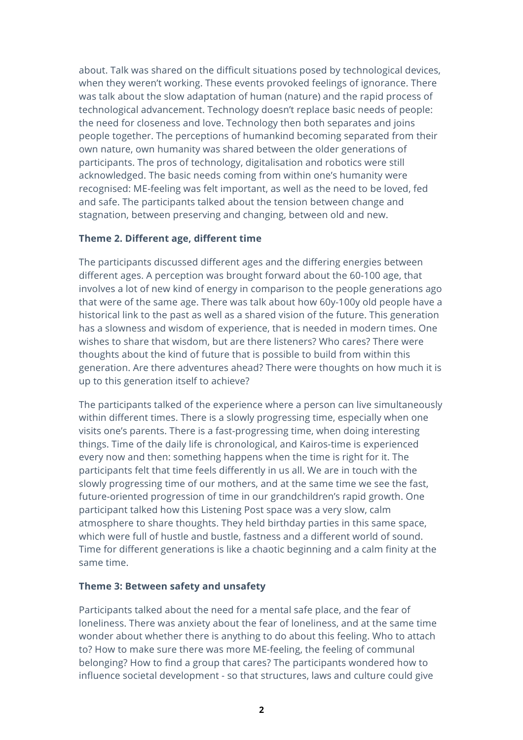about. Talk was shared on the difficult situations posed by technological devices, when they weren't working. These events provoked feelings of ignorance. There was talk about the slow adaptation of human (nature) and the rapid process of technological advancement. Technology doesn't replace basic needs of people: the need for closeness and love. Technology then both separates and joins people together. The perceptions of humankind becoming separated from their own nature, own humanity was shared between the older generations of participants. The pros of technology, digitalisation and robotics were still acknowledged. The basic needs coming from within one's humanity were recognised: ME-feeling was felt important, as well as the need to be loved, fed and safe. The participants talked about the tension between change and stagnation, between preserving and changing, between old and new.

### Theme 2. Different age, different time

The participants discussed different ages and the differing energies between different ages. A perception was brought forward about the 60-100 age, that involves a lot of new kind of energy in comparison to the people generations ago that were of the same age. There was talk about how 60y-100y old people have a historical link to the past as well as a shared vision of the future. This generation has a slowness and wisdom of experience, that is needed in modern times. One wishes to share that wisdom, but are there listeners? Who cares? There were thoughts about the kind of future that is possible to build from within this generation. Are there adventures ahead? There were thoughts on how much it is up to this generation itself to achieve?

The participants talked of the experience where a person can live simultaneously within different times. There is a slowly progressing time, especially when one visits one's parents. There is a fast-progressing time, when doing interesting things. Time of the daily life is chronological, and Kairos-time is experienced every now and then: something happens when the time is right for it. The participants felt that time feels differently in us all. We are in touch with the slowly progressing time of our mothers, and at the same time we see the fast, future-oriented progression of time in our grandchildren's rapid growth. One participant talked how this Listening Post space was a very slow, calm atmosphere to share thoughts. They held birthday parties in this same space, which were full of hustle and bustle, fastness and a different world of sound. Time for different generations is like a chaotic beginning and a calm finity at the same time.

### Theme 3: Between safety and unsafety

Participants talked about the need for a mental safe place, and the fear of loneliness. There was anxiety about the fear of loneliness, and at the same time wonder about whether there is anything to do about this feeling. Who to attach to? How to make sure there was more ME-feeling, the feeling of communal belonging? How to find a group that cares? The participants wondered how to influence societal development - so that structures, laws and culture could give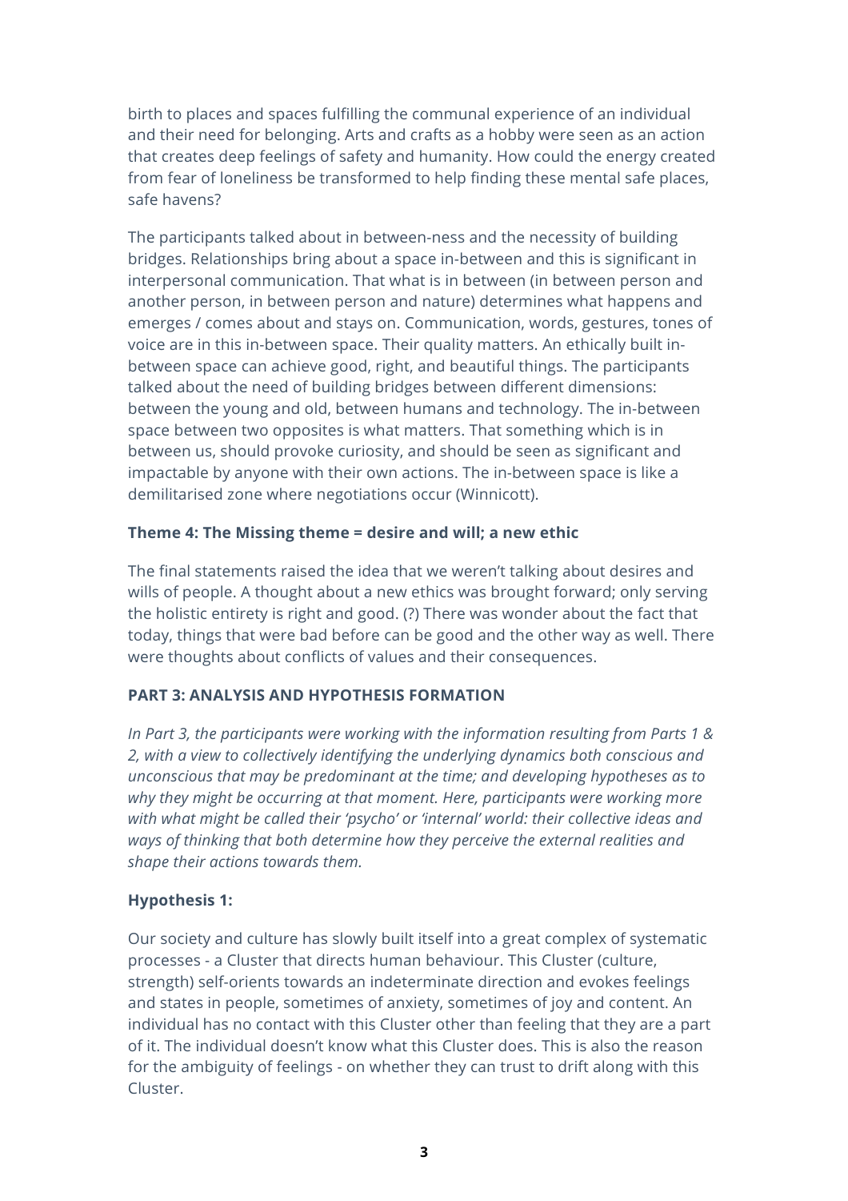birth to places and spaces fulfilling the communal experience of an individual and their need for belonging. Arts and crafts as a hobby were seen as an action that creates deep feelings of safety and humanity. How could the energy created from fear of loneliness be transformed to help finding these mental safe places, safe havens?

The participants talked about in between-ness and the necessity of building bridges. Relationships bring about a space in-between and this is significant in interpersonal communication. That what is in between (in between person and another person, in between person and nature) determines what happens and emerges / comes about and stays on. Communication, words, gestures, tones of voice are in this in-between space. Their quality matters. An ethically built in-between space can achieve good, right, and beautiful things. The participants talked about the need of building bridges between different dimensions: between the young and old, between humans and technology. The in-between space between two opposites is what matters. That something which is in between us, should provoke curiosity, and should be seen as significant and impactable by anyone with their own actions. The in-between space is like a demilitarised zone where negotiations occur (Winnicott).

**Theme 4: The Missing theme = desire and will; a new ethic**

The final statements raised the idea that we weren't talking about desires and wills of people. A thought about a new ethics was brought forward; only serving the holistic entirety is right and good. (?) There was wonder about the fact that today, things that were bad before can be good and the other way as well. There were thoughts about conflicts of values and their consequences.

**PART 3: ANALYSIS AND HYPOTHESIS FORMATION**

*In Part 3, the participants were working with the information resulting from Parts 1 & 2, with a view to collectively identifying the underlying dynamics both conscious and unconscious that may be predominant at the time; and developing hypotheses as to why they might be occurring at that moment. Here, participants were working more with what might be called their 'psycho' or 'internal' world: their collective ideas and ways of thinking that both determine how they perceive the external realities and shape their actions towards them.*

**Hypothesis 1:**

Our society and culture has slowly built itself into a great complex of systematic processes - a Cluster that directs human behaviour. This Cluster (culture, strength) self-orients towards an indeterminate direction and evokes feelings and states in people, sometimes of anxiety, sometimes of joy and content. An individual has no contact with this Cluster other than feeling that they are a part of it. The individual doesn't know what this Cluster does. This is also the reason for the ambiguity of feelings - on whether they can trust to drift along with this Cluster.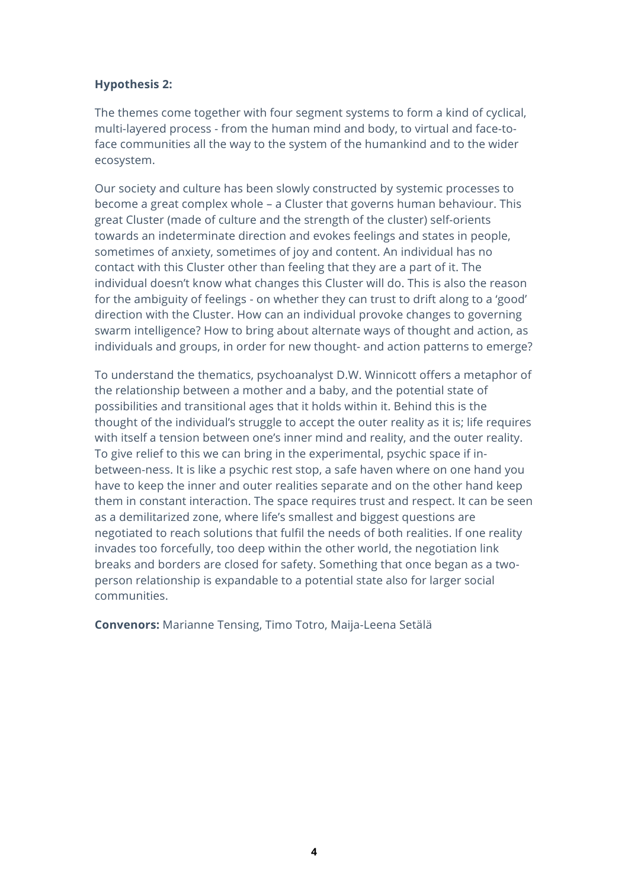**Hypothesis 2:**

The themes come together with four segment systems to form a kind of cyclical, multi-layered process - from the human mind and body, to virtual and face-to-face communities all the way to the system of the humankind and to the wider ecosystem.

Our society and culture has been slowly constructed by systemic processes to become a great complex whole – a Cluster that governs human behaviour. This great Cluster (made of culture and the strength of the cluster) self-orients towards an indeterminate direction and evokes feelings and states in people, sometimes of anxiety, sometimes of joy and content. An individual has no contact with this Cluster other than feeling that they are a part of it. The individual doesn't know what changes this Cluster will do. This is also the reason for the ambiguity of feelings - on whether they can trust to drift along to a 'good' direction with the Cluster. How can an individual provoke changes to governing swarm intelligence? How to bring about alternate ways of thought and action, as individuals and groups, in order for new thought- and action patterns to emerge?

To understand the thematics, psychoanalyst D.W. Winnicott offers a metaphor of the relationship between a mother and a baby, and the potential state of possibilities and transitional ages that it holds within it. Behind this is the thought of the individual's struggle to accept the outer reality as it is; life requires with itself a tension between one's inner mind and reality, and the outer reality. To give relief to this we can bring in the experimental, psychic space if in-between-ness. It is like a psychic rest stop, a safe haven where on one hand you have to keep the inner and outer realities separate and on the other hand keep them in constant interaction. The space requires trust and respect. It can be seen as a demilitarized zone, where life's smallest and biggest questions are negotiated to reach solutions that fulfil the needs of both realities. If one reality invades too forcefully, too deep within the other world, the negotiation link breaks and borders are closed for safety. Something that once began as a two-person relationship is expandable to a potential state also for larger social communities.

**Convenors:** Marianne Tensing, Timo Totro, Maija-Leena Setälä